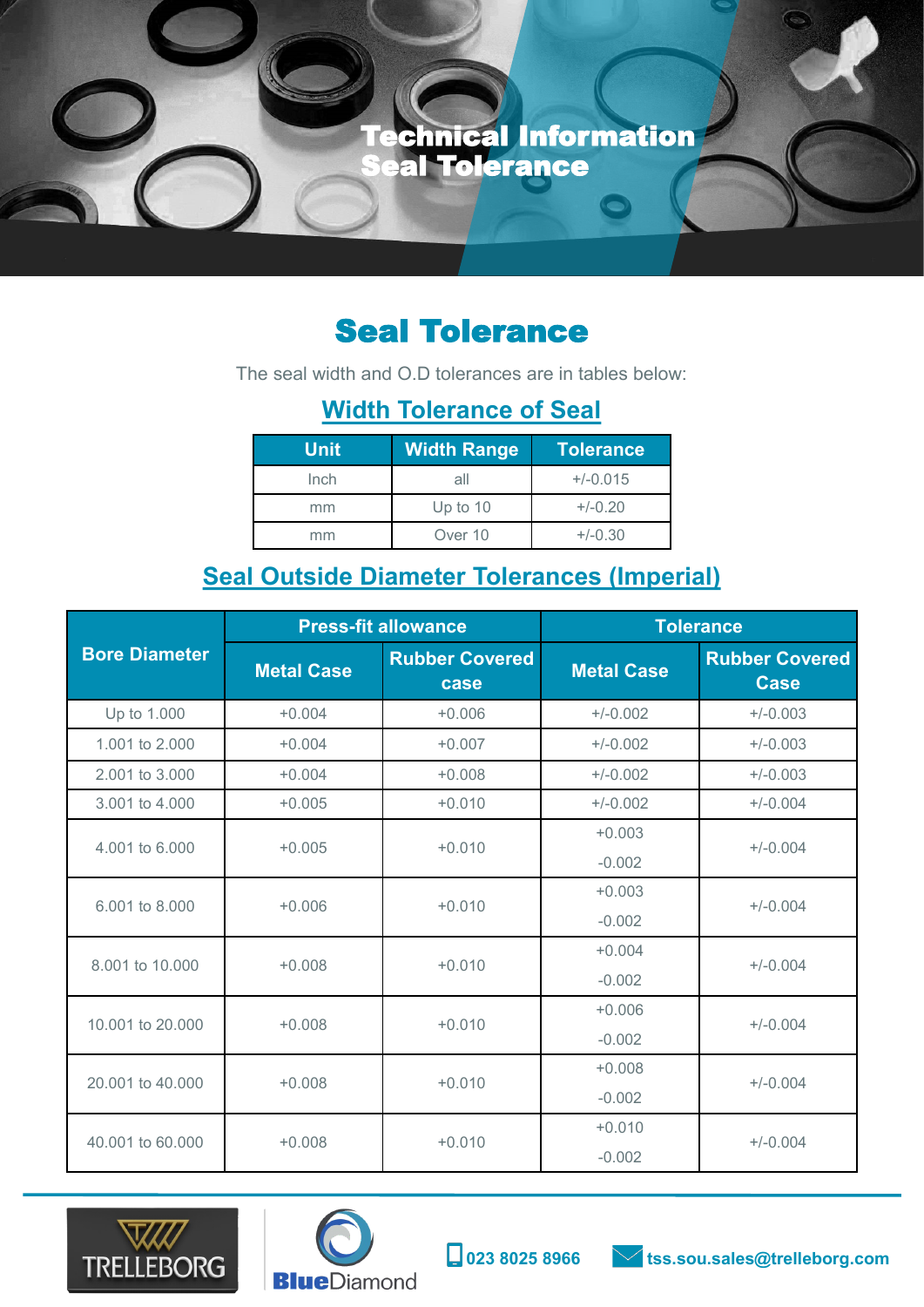# Technical Information
# Seal Tolerance

## Seal Tolerance

The seal width and O.D tolerances are in tables below:

### Width Tolerance of Seal

| Unit | Width Range | Tolerance |
|---|---|---|
| Inch | all | +/-0.015 |
| mm | Up to 10 | +/-0.20 |
| mm | Over 10 | +/-0.30 |

### Seal Outside Diameter Tolerances (Imperial)

| Bore Diameter | Press-fit allowance | | Tolerance | |
|---|---|---|---|---|
| | Metal Case | Rubber Covered case | Metal Case | Rubber Covered Case |
| Up to 1.000 | +0.004 | +0.006 | +/-0.002 | +/-0.003 |
| 1.001 to 2.000 | +0.004 | +0.007 | +/-0.002 | +/-0.003 |
| 2.001 to 3.000 | +0.004 | +0.008 | +/-0.002 | +/-0.003 |
| 3.001 to 4.000 | +0.005 | +0.010 | +/-0.002 | +/-0.004 |
| 4.001 to 6.000 | +0.005 | +0.010 | +0.003 -0.002 | +/-0.004 |
| 6.001 to 8.000 | +0.006 | +0.010 | +0.003 -0.002 | +/-0.004 |
| 8.001 to 10.000 | +0.008 | +0.010 | +0.004 -0.002 | +/-0.004 |
| 10.001 to 20.000 | +0.008 | +0.010 | +0.006 -0.002 | +/-0.004 |
| 20.001 to 40.000 | +0.008 | +0.010 | +0.008 -0.002 | +/-0.004 |
| 40.001 to 60.000 | +0.008 | +0.010 | +0.010 -0.002 | +/-0.004 |

TRELLEBORG | BlueDiamond | 023 8025 8966 | tss.sou.sales@trelleborg.com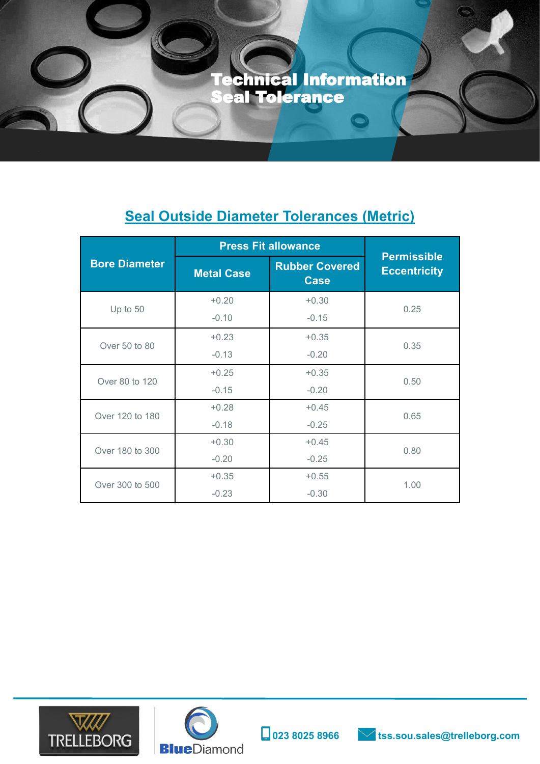# Technical Information
# Seal Tolerance

## Seal Outside Diameter Tolerances (Metric)

| Bore Diameter | Press Fit allowance | | Permissible Eccentricity |
|---|---|---|---|
| | Metal Case | Rubber Covered Case | |
| Up to 50 | +0.20<br>-0.10 | +0.30<br>-0.15 | 0.25 |
| Over 50 to 80 | +0.23<br>-0.13 | +0.35<br>-0.20 | 0.35 |
| Over 80 to 120 | +0.25<br>-0.15 | +0.35<br>-0.20 | 0.50 |
| Over 120 to 180 | +0.28<br>-0.18 | +0.45<br>-0.25 | 0.65 |
| Over 180 to 300 | +0.30<br>-0.20 | +0.45<br>-0.25 | 0.80 |
| Over 300 to 500 | +0.35<br>-0.23 | +0.55<br>-0.30 | 1.00 |

TRELLEBORG

BlueDiamond

023 8025 8966

tss.sou.sales@trelleborg.com